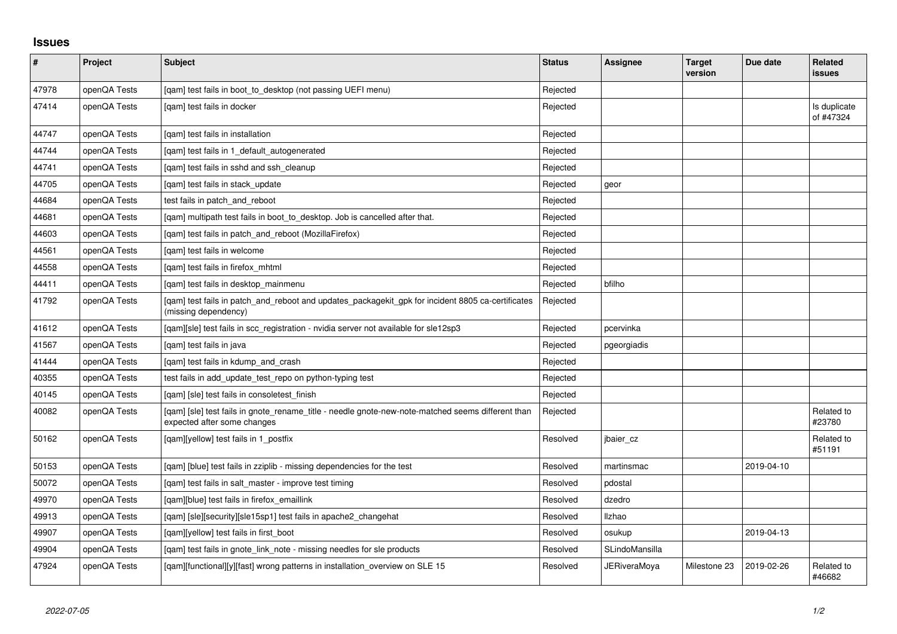# Issues

| # | Project | Subject | Status | Assignee | Target version | Due date | Related issues |
|---|---|---|---|---|---|---|---|
| 47978 | openQA Tests | [qam] test fails in boot_to_desktop (not passing UEFI menu) | Rejected | | | | |
| 47414 | openQA Tests | [qam] test fails in docker | Rejected | | | | Is duplicate of #47324 |
| 44747 | openQA Tests | [qam] test fails in installation | Rejected | | | | |
| 44744 | openQA Tests | [qam] test fails in 1_default_autogenerated | Rejected | | | | |
| 44741 | openQA Tests | [qam] test fails in sshd and ssh_cleanup | Rejected | | | | |
| 44705 | openQA Tests | [qam] test fails in stack_update | Rejected | geor | | | |
| 44684 | openQA Tests | test fails in patch_and_reboot | Rejected | | | | |
| 44681 | openQA Tests | [qam] multipath test fails in boot_to_desktop. Job is cancelled after that. | Rejected | | | | |
| 44603 | openQA Tests | [qam] test fails in patch_and_reboot (MozillaFirefox) | Rejected | | | | |
| 44561 | openQA Tests | [qam] test fails in welcome | Rejected | | | | |
| 44558 | openQA Tests | [qam] test fails in firefox_mhtml | Rejected | | | | |
| 44411 | openQA Tests | [qam] test fails in desktop_mainmenu | Rejected | bfilho | | | |
| 41792 | openQA Tests | [qam] test fails in patch_and_reboot and updates_packagekit_gpk for incident 8805 ca-certificates (missing dependency) | Rejected | | | | |
| 41612 | openQA Tests | [qam][sle] test fails in scc_registration - nvidia server not available for sle12sp3 | Rejected | pcervinka | | | |
| 41567 | openQA Tests | [qam] test fails in java | Rejected | pgeorgiadis | | | |
| 41444 | openQA Tests | [qam] test fails in kdump_and_crash | Rejected | | | | |
| 40355 | openQA Tests | test fails in add_update_test_repo on python-typing test | Rejected | | | | |
| 40145 | openQA Tests | [qam] [sle] test fails in consoletest_finish | Rejected | | | | |
| 40082 | openQA Tests | [qam] [sle] test fails in gnote_rename_title - needle gnote-new-note-matched seems different than expected after some changes | Rejected | | | | Related to #23780 |
| 50162 | openQA Tests | [qam][yellow] test fails in 1_postfix | Resolved | jbaier_cz | | | Related to #51191 |
| 50153 | openQA Tests | [qam] [blue] test fails in zziplib - missing dependencies for the test | Resolved | martinsmac | | 2019-04-10 | |
| 50072 | openQA Tests | [qam] test fails in salt_master - improve test timing | Resolved | pdostal | | | |
| 49970 | openQA Tests | [qam][blue] test fails in firefox_emaillink | Resolved | dzedro | | | |
| 49913 | openQA Tests | [qam] [sle][security][sle15sp1] test fails in apache2_changehat | Resolved | llzhao | | | |
| 49907 | openQA Tests | [qam][yellow] test fails in first_boot | Resolved | osukup | | 2019-04-13 | |
| 49904 | openQA Tests | [qam] test fails in gnote_link_note - missing needles for sle products | Resolved | SLindoMansilla | | | |
| 47924 | openQA Tests | [qam][functional][y][fast] wrong patterns in installation_overview on SLE 15 | Resolved | JERiveraMoya | Milestone 23 | 2019-02-26 | Related to #46682 |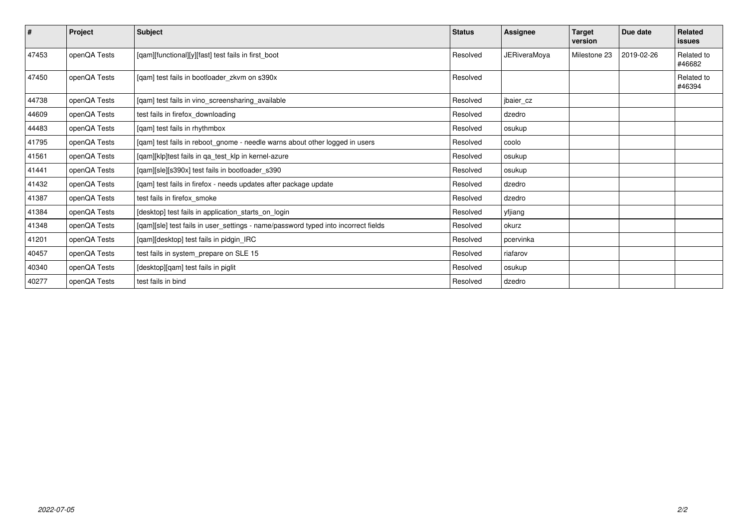| # | Project | Subject | Status | Assignee | Target version | Due date | Related issues |
|---|---|---|---|---|---|---|---|
| 47453 | openQA Tests | [qam][functional][y][fast] test fails in first_boot | Resolved | JERiveraMoya | Milestone 23 | 2019-02-26 | Related to #46682 |
| 47450 | openQA Tests | [qam] test fails in bootloader_zkvm on s390x | Resolved | | | | Related to #46394 |
| 44738 | openQA Tests | [qam] test fails in vino_screensharing_available | Resolved | jbaier_cz | | | |
| 44609 | openQA Tests | test fails in firefox_downloading | Resolved | dzedro | | | |
| 44483 | openQA Tests | [qam] test fails in rhythmbox | Resolved | osukup | | | |
| 41795 | openQA Tests | [qam] test fails in reboot_gnome - needle warns about other logged in users | Resolved | coolo | | | |
| 41561 | openQA Tests | [qam][klp]test fails in qa_test_klp in kernel-azure | Resolved | osukup | | | |
| 41441 | openQA Tests | [qam][sle][s390x] test fails in bootloader_s390 | Resolved | osukup | | | |
| 41432 | openQA Tests | [qam] test fails in firefox - needs updates after package update | Resolved | dzedro | | | |
| 41387 | openQA Tests | test fails in firefox_smoke | Resolved | dzedro | | | |
| 41384 | openQA Tests | [desktop] test fails in application_starts_on_login | Resolved | yfjiang | | | |
| 41348 | openQA Tests | [qam][sle] test fails in user_settings - name/password typed into incorrect fields | Resolved | okurz | | | |
| 41201 | openQA Tests | [qam][desktop] test fails in pidgin_IRC | Resolved | pcervinka | | | |
| 40457 | openQA Tests | test fails in system_prepare on SLE 15 | Resolved | riafarov | | | |
| 40340 | openQA Tests | [desktop][qam] test fails in piglit | Resolved | osukup | | | |
| 40277 | openQA Tests | test fails in bind | Resolved | dzedro | | | |